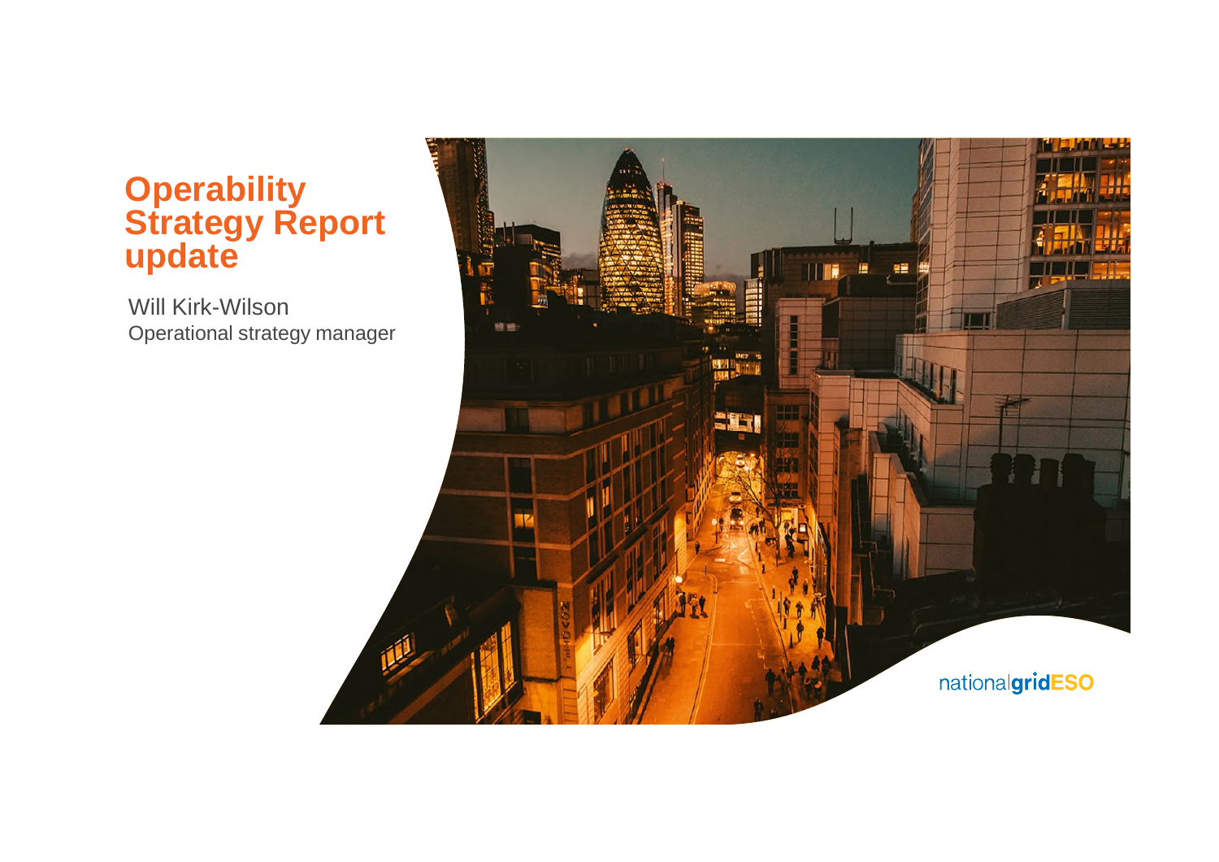# Operability Strategy Report update

Will Kirk-Wilson
Operational strategy manager

nationalgridESO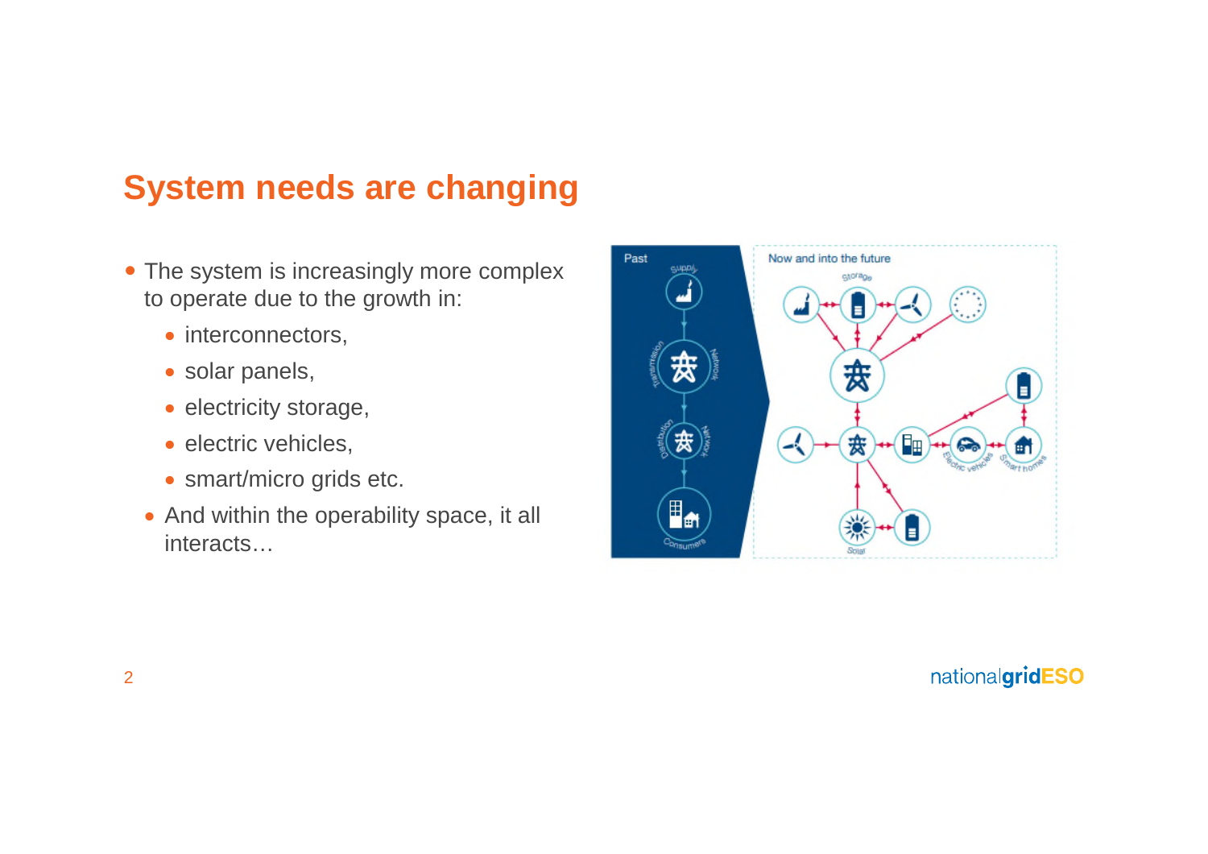# System needs are changing

- The system is increasingly more complex to operate due to the growth in:
  - interconnectors,
  - solar panels,
  - electricity storage,
  - electric vehicles,
  - smart/micro grids etc.
- And within the operability space, it all interacts…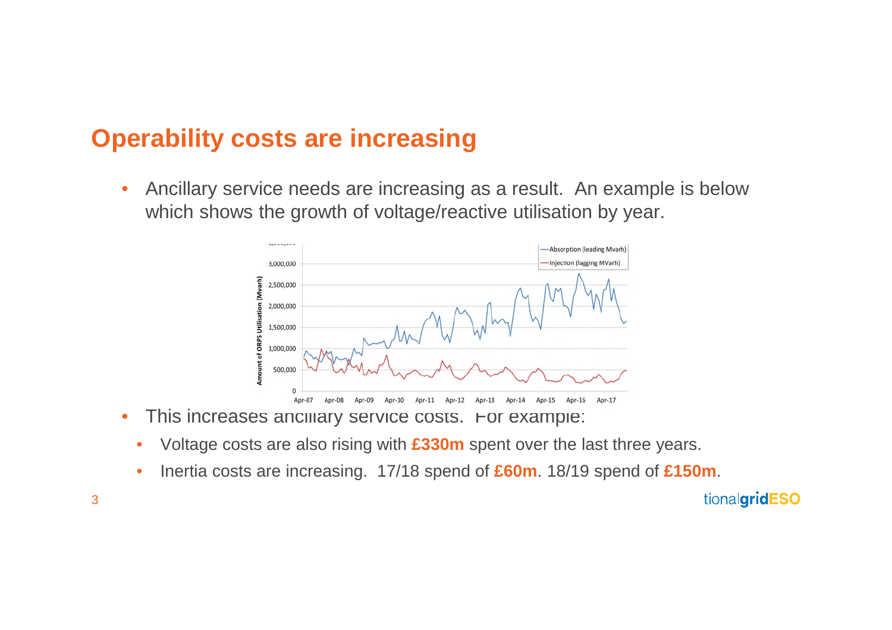# Operability costs are increasing

- Ancillary service needs are increasing as a result. An example is below which shows the growth of voltage/reactive utilisation by year.

- This increases ancillary service costs. For example:
  - Voltage costs are also rising with **£330m** spent over the last three years.
  - Inertia costs are increasing. 17/18 spend of **£60m**. 18/19 spend of **£150m**.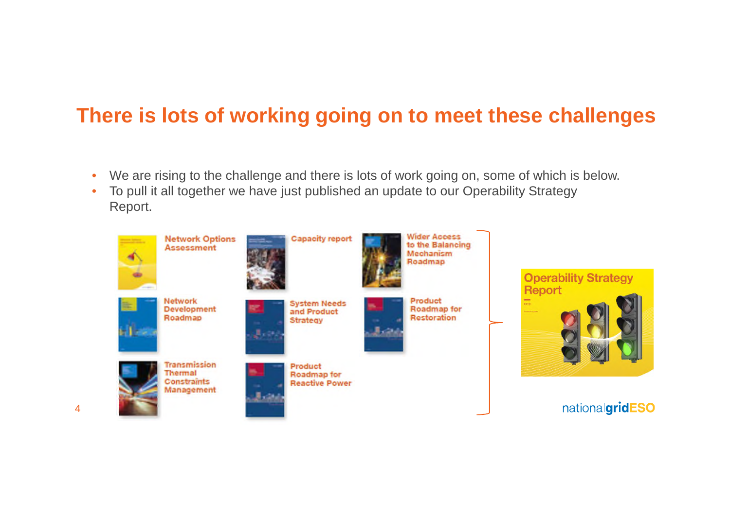## There is lots of working going on to meet these challenges

- We are rising to the challenge and there is lots of work going on, some of which is below.
- To pull it all together we have just published an update to our Operability Strategy Report.

Network Options Assessment

Capacity report

Wider Access to the Balancing Mechanism Roadmap

Network Development Roadmap

System Needs and Product Strategy

Product Roadmap for Restoration

Transmission Thermal Constraints Management

Product Roadmap for Reactive Power

Operability Strategy Report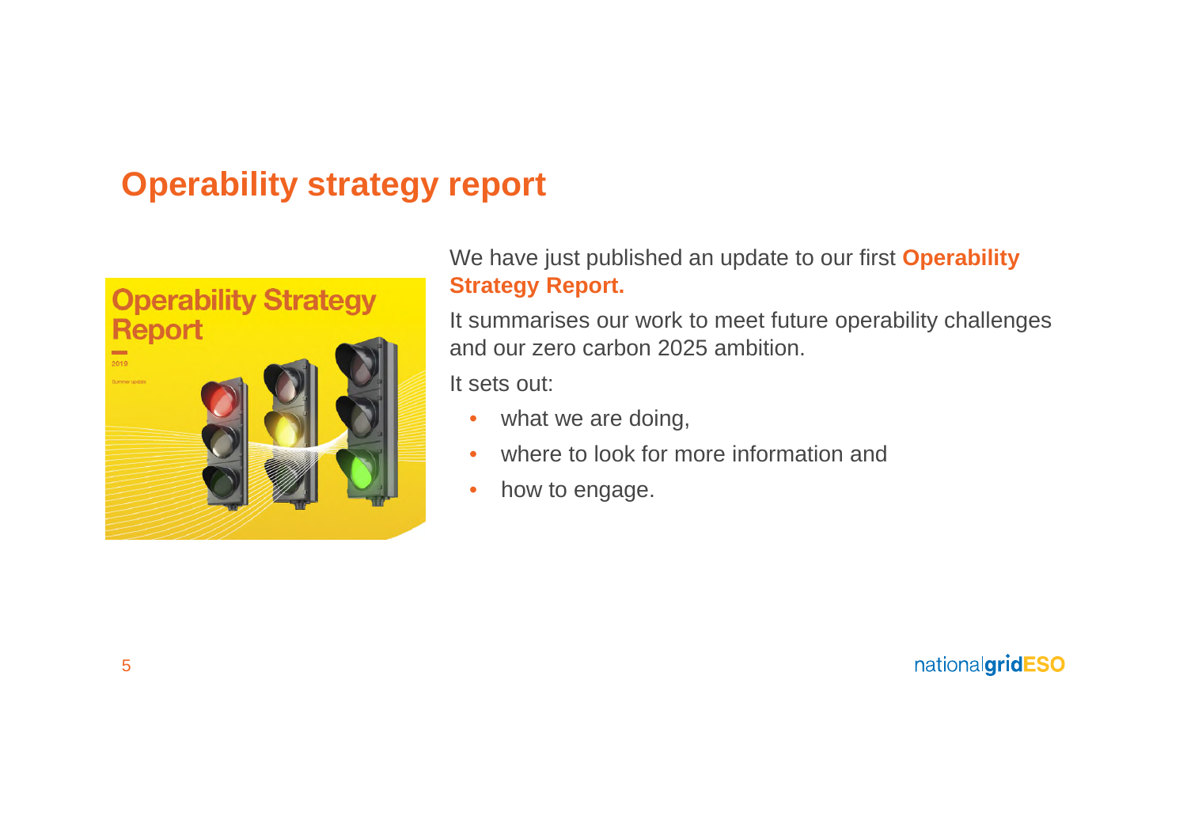# Operability strategy report

We have just published an update to our first **Operability Strategy Report.**

It summarises our work to meet future operability challenges and our zero carbon 2025 ambition.

It sets out:

- what we are doing,
- where to look for more information and
- how to engage.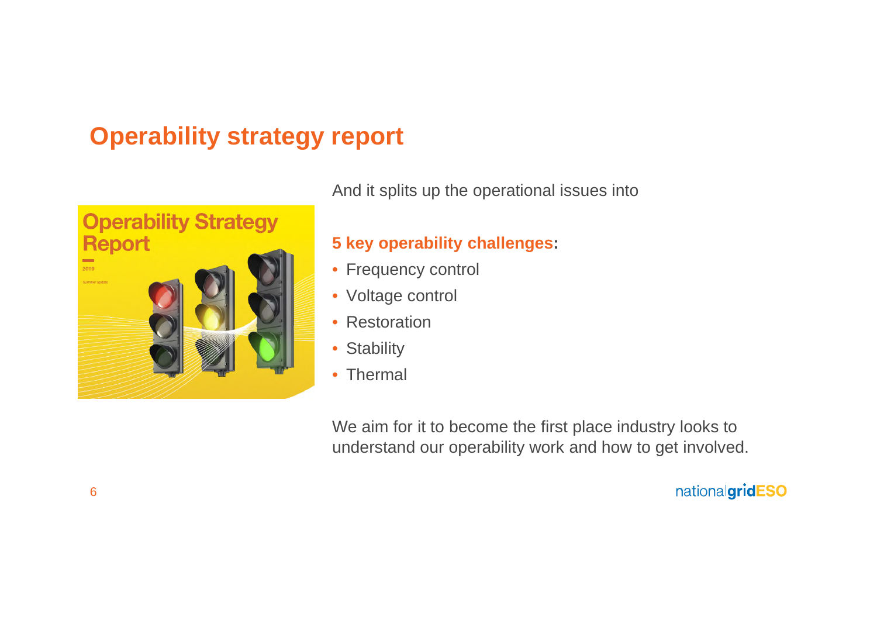# Operability strategy report

And it splits up the operational issues into

**5 key operability challenges:**

- Frequency control
- Voltage control
- Restoration
- Stability
- Thermal

We aim for it to become the first place industry looks to understand our operability work and how to get involved.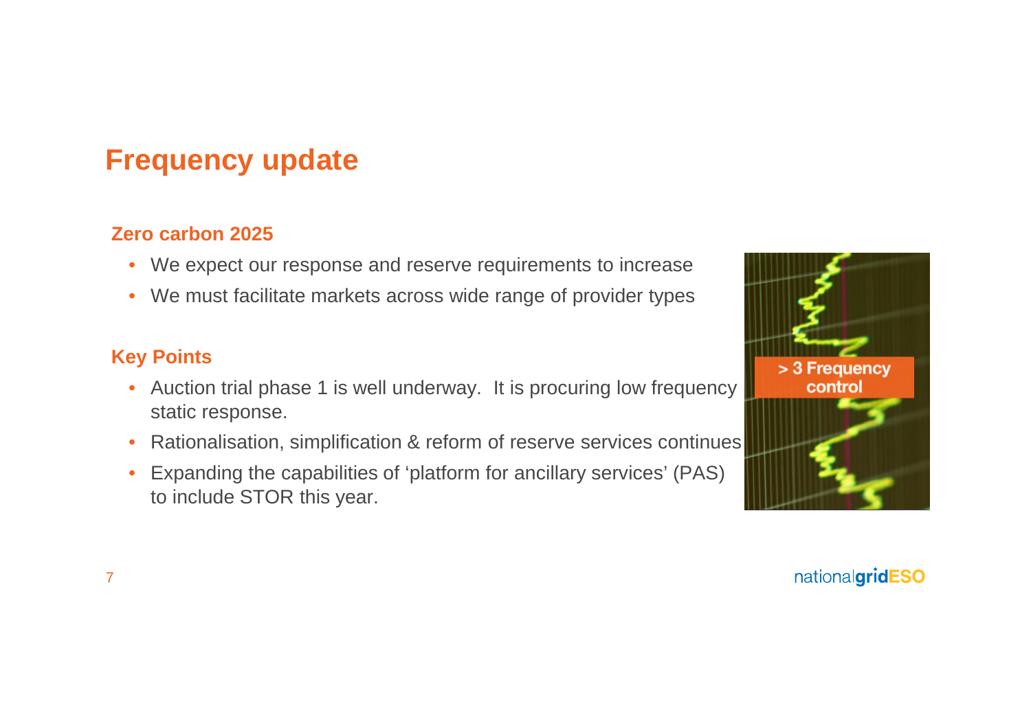# Frequency update

## Zero carbon 2025

- We expect our response and reserve requirements to increase
- We must facilitate markets across wide range of provider types

## Key Points

- Auction trial phase 1 is well underway. It is procuring low frequency static response.
- Rationalisation, simplification & reform of reserve services continues
- Expanding the capabilities of 'platform for ancillary services' (PAS) to include STOR this year.

> 3 Frequency control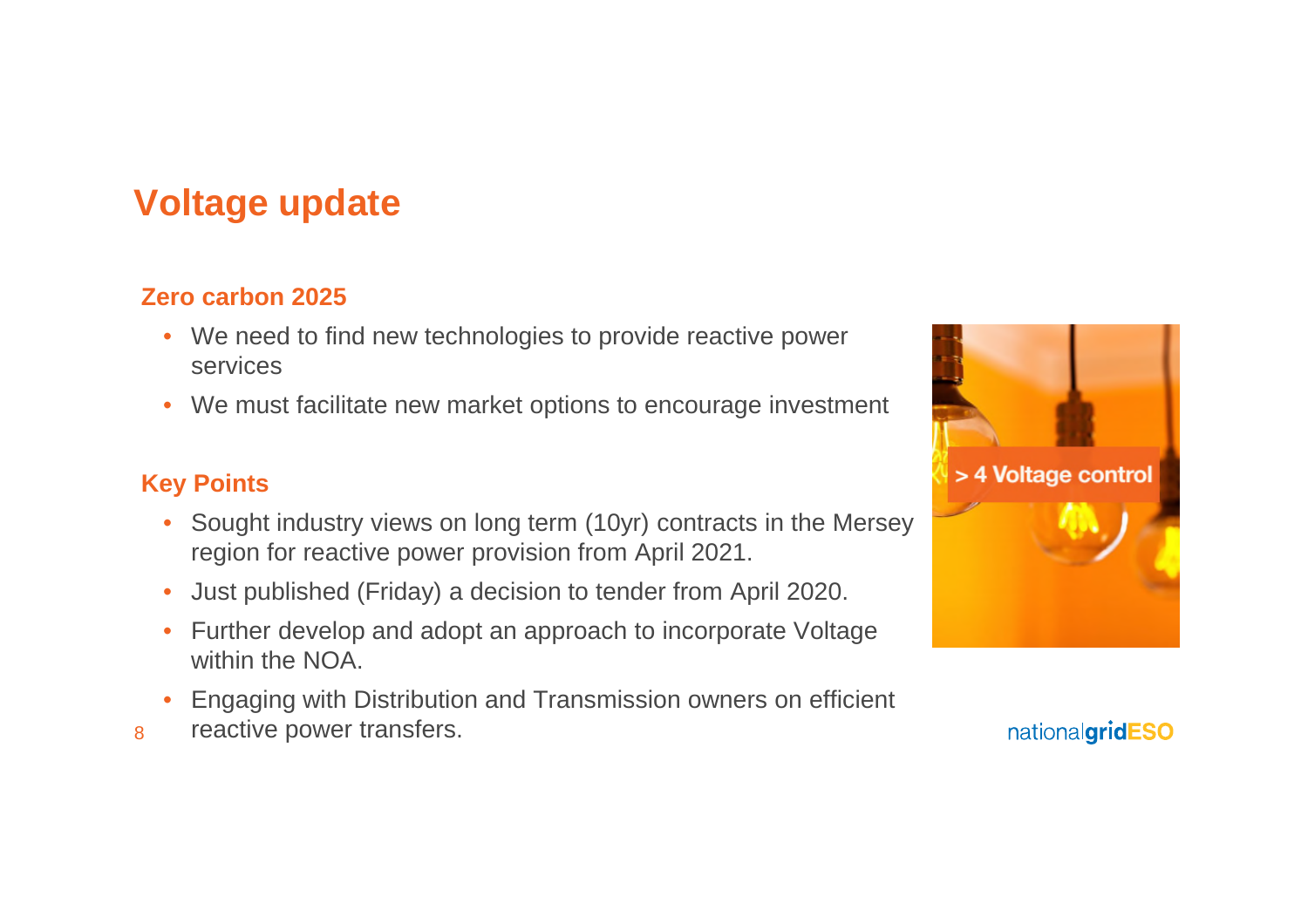# Voltage update

## Zero carbon 2025

- We need to find new technologies to provide reactive power services
- We must facilitate new market options to encourage investment

## Key Points

- Sought industry views on long term (10yr) contracts in the Mersey region for reactive power provision from April 2021.
- Just published (Friday) a decision to tender from April 2020.
- Further develop and adopt an approach to incorporate Voltage within the NOA.
- Engaging with Distribution and Transmission owners on efficient reactive power transfers.

> 4 Voltage control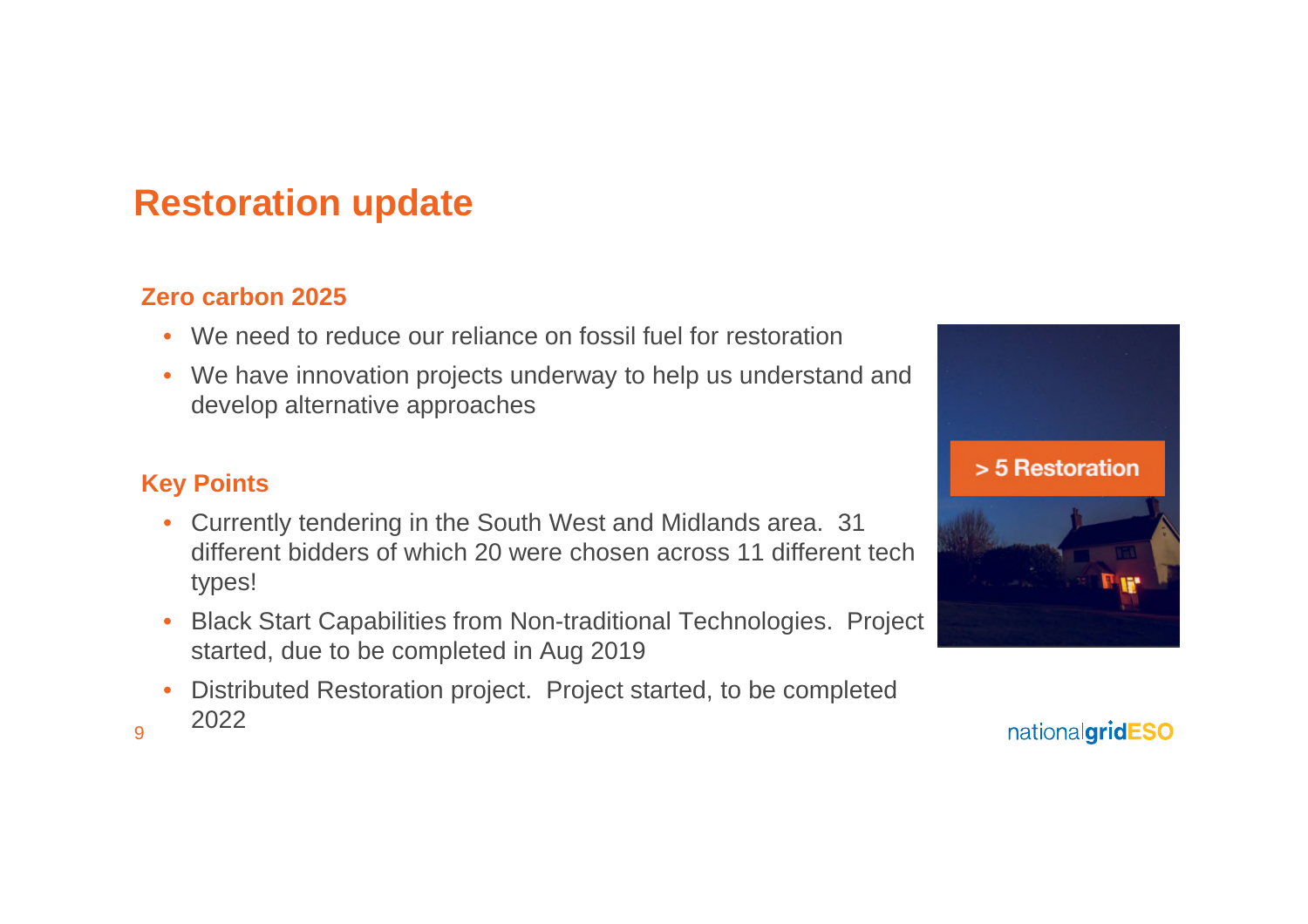# Restoration update

### Zero carbon 2025

- We need to reduce our reliance on fossil fuel for restoration
- We have innovation projects underway to help us understand and develop alternative approaches

### Key Points

- Currently tendering in the South West and Midlands area. 31 different bidders of which 20 were chosen across 11 different tech types!
- Black Start Capabilities from Non-traditional Technologies. Project started, due to be completed in Aug 2019
- Distributed Restoration project. Project started, to be completed 2022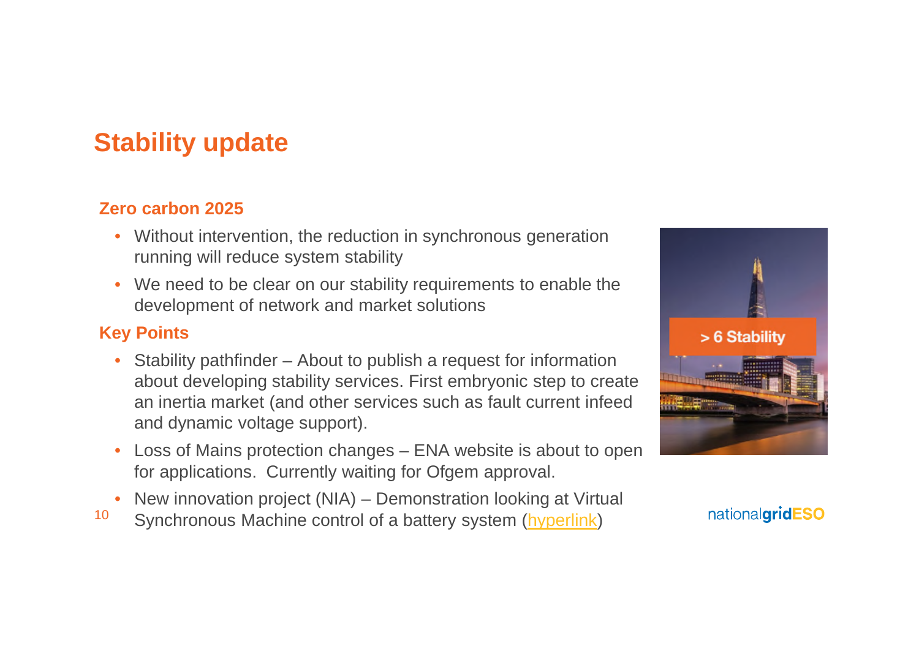# Stability update

## Zero carbon 2025

- Without intervention, the reduction in synchronous generation running will reduce system stability
- We need to be clear on our stability requirements to enable the development of network and market solutions

## Key Points

- Stability pathfinder – About to publish a request for information about developing stability services. First embryonic step to create an inertia market (and other services such as fault current infeed and dynamic voltage support).
- Loss of Mains protection changes – ENA website is about to open for applications. Currently waiting for Ofgem approval.
- New innovation project (NIA) – Demonstration looking at Virtual Synchronous Machine control of a battery system (hyperlink)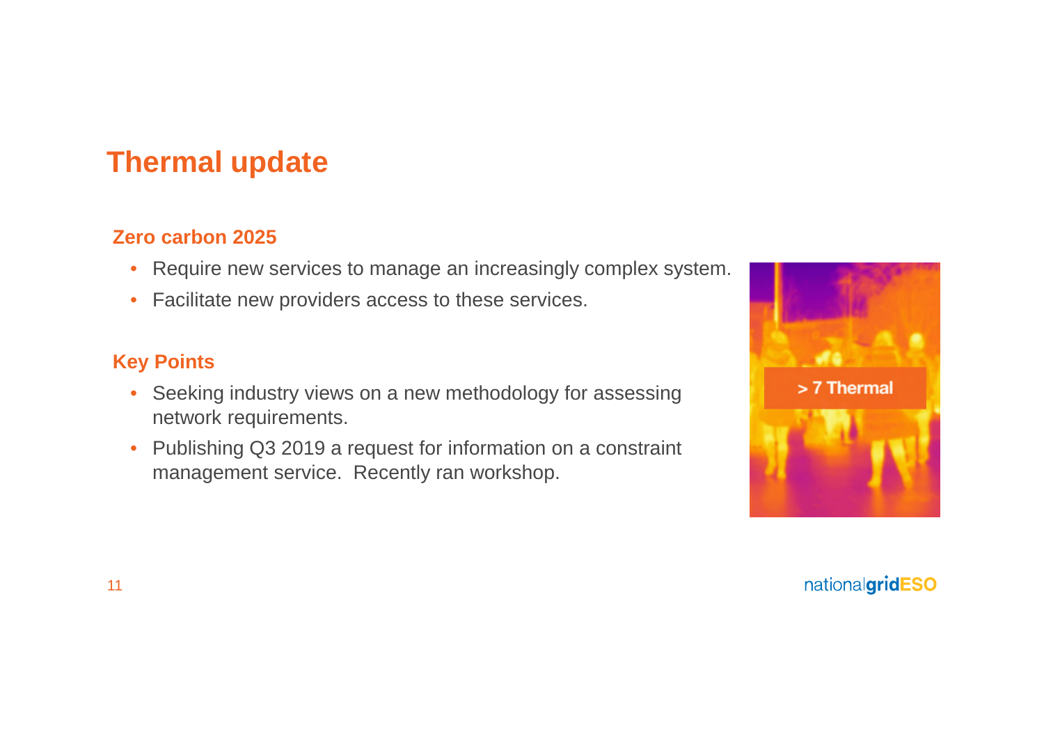# Thermal update

### Zero carbon 2025

- Require new services to manage an increasingly complex system.
- Facilitate new providers access to these services.

### Key Points

- Seeking industry views on a new methodology for assessing network requirements.
- Publishing Q3 2019 a request for information on a constraint management service. Recently ran workshop.

> 7 Thermal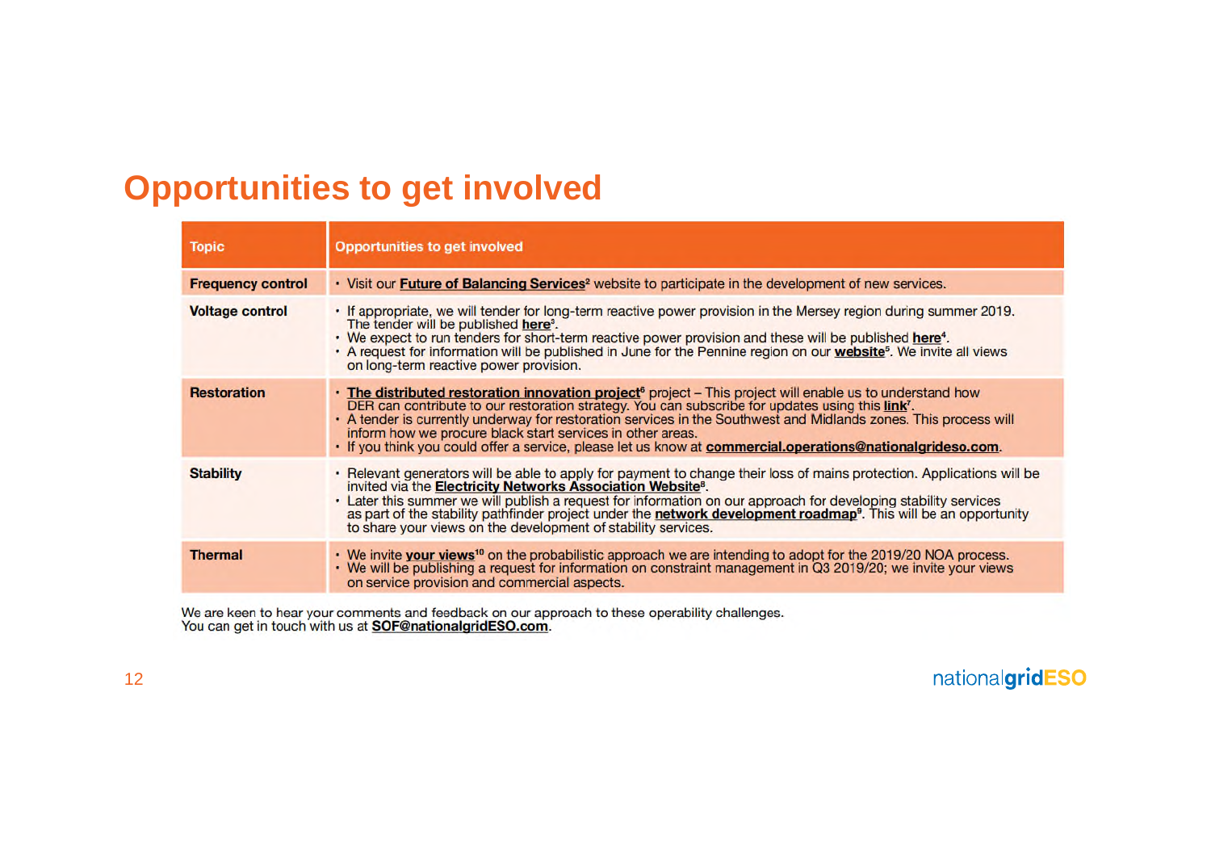# Opportunities to get involved

| Topic | Opportunities to get involved |
|---|---|
| **Frequency control** | • Visit our **Future of Balancing Services**[2] website to participate in the development of new services. |
| **Voltage control** | • If appropriate, we will tender for long-term reactive power provision in the Mersey region during summer 2019. The tender will be published **here**[3].<br>• We expect to run tenders for short-term reactive power provision and these will be published **here**[4].<br>• A request for information will be published in June for the Pennine region on our **website**[5]. We invite all views on long-term reactive power provision. |
| **Restoration** | • **The distributed restoration innovation project**[6] project – This project will enable us to understand how DER can contribute to our restoration strategy. You can subscribe for updates using this **link**[7].<br>• A tender is currently underway for restoration services in the Southwest and Midlands zones. This process will inform how we procure black start services in other areas.<br>• If you think you could offer a service, please let us know at **commercial.operations@nationalgrideso.com**. |
| **Stability** | • Relevant generators will be able to apply for payment to change their loss of mains protection. Applications will be invited via the **Electricity Networks Association Website**[8].<br>• Later this summer we will publish a request for information on our approach for developing stability services as part of the stability pathfinder project under the **network development roadmap**[9]. This will be an opportunity to share your views on the development of stability services. |
| **Thermal** | • We invite **your views**[10] on the probabilistic approach we are intending to adopt for the 2019/20 NOA process.<br>• We will be publishing a request for information on constraint management in Q3 2019/20; we invite your views on service provision and commercial aspects. |

We are keen to hear your comments and feedback on our approach to these operability challenges.
You can get in touch with us at **SOF@nationalgridESO.com**.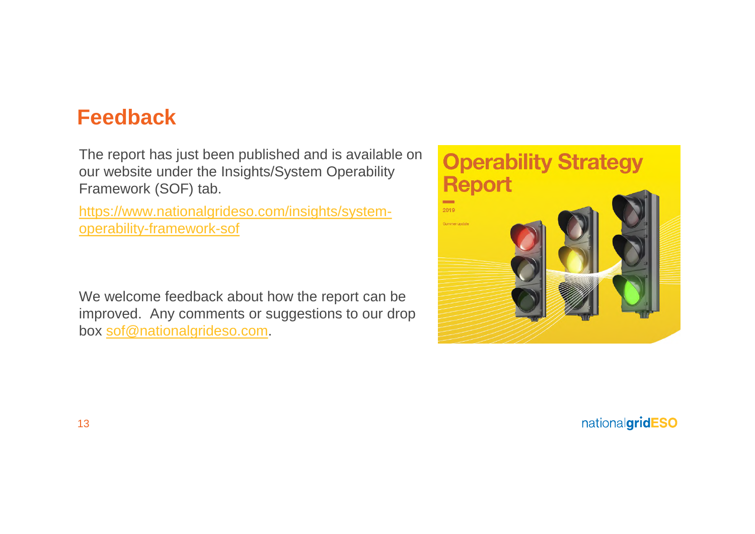# Feedback

The report has just been published and is available on our website under the Insights/System Operability Framework (SOF) tab.

https://www.nationalgrideso.com/insights/system-operability-framework-sof

We welcome feedback about how the report can be improved. Any comments or suggestions to our drop box sof@nationalgrideso.com.